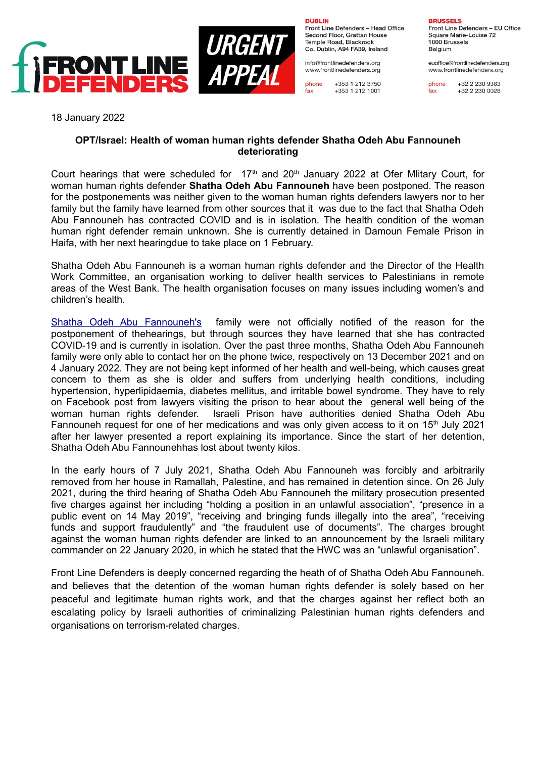FRONT LINE DEFENDERS

URGENT APPEAL

**DUBLIN**
Front Line Defenders – Head Office
Second Floor, Grattan House
Temple Road, Blackrock
Co. Dublin, A94 FA39, Ireland

info@frontlinedefenders.org
www.frontlinedefenders.org

phone +353 1 212 3750
fax +353 1 212 1001

**BRUSSELS**
Front Line Defenders – EU Office
Square Marie-Louise 72
1000 Brussels
Belgium

euoffice@frontlinedefenders.org
www.frontlinedefenders.org

phone +32 2 230 9383
fax +32 2 230 0028

18 January 2022

**OPT/Israel: Health of woman human rights defender Shatha Odeh Abu Fannouneh deteriorating**

Court hearings that were scheduled for 17th and 20th January 2022 at Ofer Mlitary Court, for woman human rights defender **Shatha Odeh Abu Fannouneh** have been postponed. The reason for the postponements was neither given to the woman human rights defenders lawyers nor to her family but the family have learned from other sources that it was due to the fact that Shatha Odeh Abu Fannouneh has contracted COVID and is in isolation. The health condition of the woman human right defender remain unknown. She is currently detained in Damoun Female Prison in Haifa, with her next hearingdue to take place on 1 February.

Shatha Odeh Abu Fannouneh is a woman human rights defender and the Director of the Health Work Committee, an organisation working to deliver health services to Palestinians in remote areas of the West Bank. The health organisation focuses on many issues including women's and children's health.

Shatha Odeh Abu Fannouneh's family were not officially notified of the reason for the postponement of thehearings, but through sources they have learned that she has contracted COVID-19 and is currently in isolation. Over the past three months, Shatha Odeh Abu Fannouneh family were only able to contact her on the phone twice, respectively on 13 December 2021 and on 4 January 2022. They are not being kept informed of her health and well-being, which causes great concern to them as she is older and suffers from underlying health conditions, including hypertension, hyperlipidaemia, diabetes mellitus, and irritable bowel syndrome. They have to rely on Facebook post from lawyers visiting the prison to hear about the general well being of the woman human rights defender. Israeli Prison have authorities denied Shatha Odeh Abu Fannouneh request for one of her medications and was only given access to it on 15th July 2021 after her lawyer presented a report explaining its importance. Since the start of her detention, Shatha Odeh Abu Fannounehhas lost about twenty kilos.

In the early hours of 7 July 2021, Shatha Odeh Abu Fannouneh was forcibly and arbitrarily removed from her house in Ramallah, Palestine, and has remained in detention since. On 26 July 2021, during the third hearing of Shatha Odeh Abu Fannouneh the military prosecution presented five charges against her including "holding a position in an unlawful association", "presence in a public event on 14 May 2019", "receiving and bringing funds illegally into the area", "receiving funds and support fraudulently" and "the fraudulent use of documents". The charges brought against the woman human rights defender are linked to an announcement by the Israeli military commander on 22 January 2020, in which he stated that the HWC was an "unlawful organisation".

Front Line Defenders is deeply concerned regarding the heath of of Shatha Odeh Abu Fannouneh. and believes that the detention of the woman human rights defender is solely based on her peaceful and legitimate human rights work, and that the charges against her reflect both an escalating policy by Israeli authorities of criminalizing Palestinian human rights defenders and organisations on terrorism-related charges.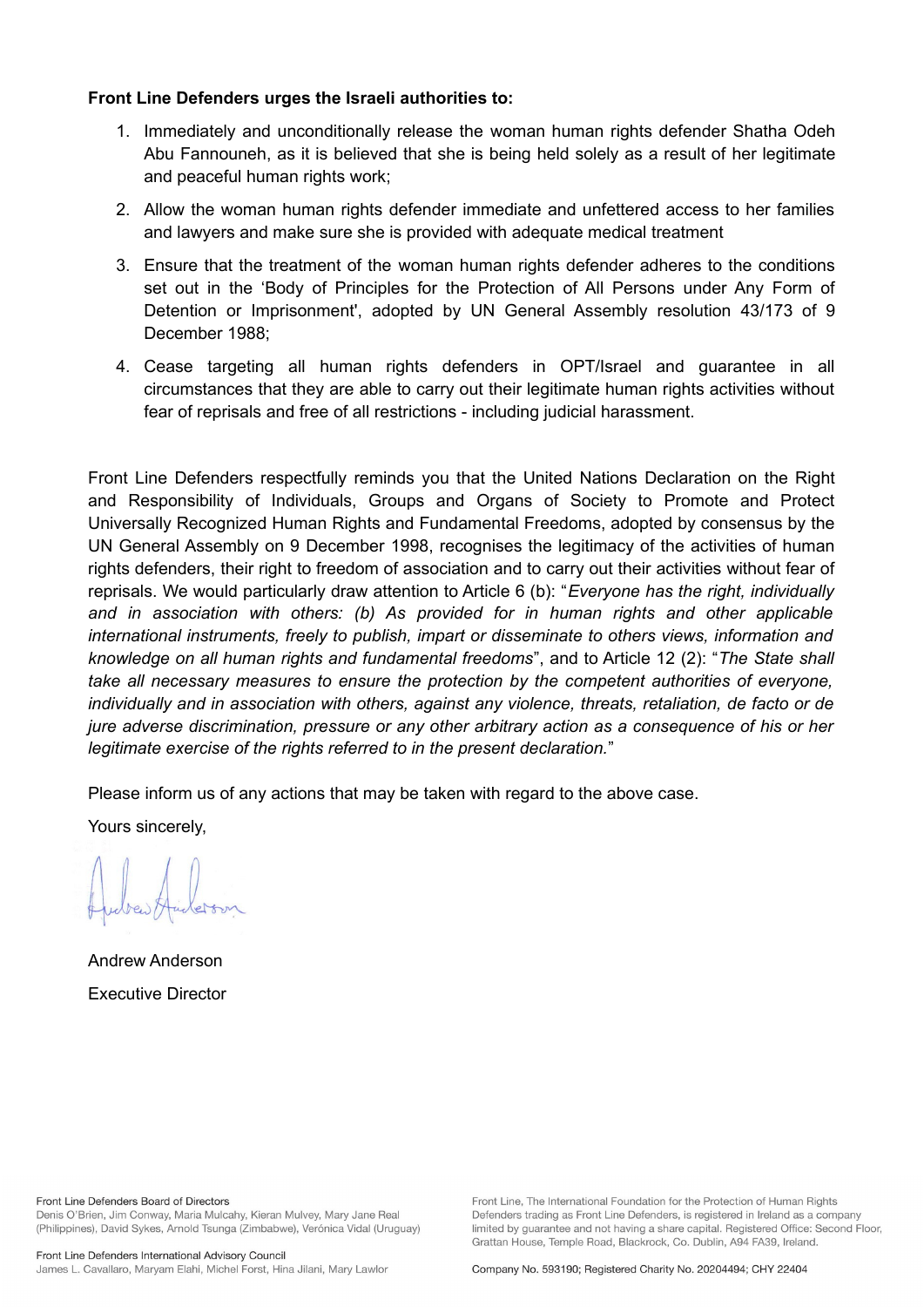**Front Line Defenders urges the Israeli authorities to:**

1. Immediately and unconditionally release the woman human rights defender Shatha Odeh Abu Fannouneh, as it is believed that she is being held solely as a result of her legitimate and peaceful human rights work;
2. Allow the woman human rights defender immediate and unfettered access to her families and lawyers and make sure she is provided with adequate medical treatment
3. Ensure that the treatment of the woman human rights defender adheres to the conditions set out in the 'Body of Principles for the Protection of All Persons under Any Form of Detention or Imprisonment', adopted by UN General Assembly resolution 43/173 of 9 December 1988;
4. Cease targeting all human rights defenders in OPT/Israel and guarantee in all circumstances that they are able to carry out their legitimate human rights activities without fear of reprisals and free of all restrictions - including judicial harassment.

Front Line Defenders respectfully reminds you that the United Nations Declaration on the Right and Responsibility of Individuals, Groups and Organs of Society to Promote and Protect Universally Recognized Human Rights and Fundamental Freedoms, adopted by consensus by the UN General Assembly on 9 December 1998, recognises the legitimacy of the activities of human rights defenders, their right to freedom of association and to carry out their activities without fear of reprisals. We would particularly draw attention to Article 6 (b): "*Everyone has the right, individually and in association with others: (b) As provided for in human rights and other applicable international instruments, freely to publish, impart or disseminate to others views, information and knowledge on all human rights and fundamental freedoms*", and to Article 12 (2): "*The State shall take all necessary measures to ensure the protection by the competent authorities of everyone, individually and in association with others, against any violence, threats, retaliation, de facto or de jure adverse discrimination, pressure or any other arbitrary action as a consequence of his or her legitimate exercise of the rights referred to in the present declaration.*"

Please inform us of any actions that may be taken with regard to the above case.

Yours sincerely,

Andrew Anderson

Executive Director

Front Line Defenders Board of Directors
Denis O'Brien, Jim Conway, Maria Mulcahy, Kieran Mulvey, Mary Jane Real (Philippines), David Sykes, Arnold Tsunga (Zimbabwe), Verónica Vidal (Uruguay)

Front Line Defenders International Advisory Council
James L. Cavallaro, Maryam Elahi, Michel Forst, Hina Jilani, Mary Lawlor

Front Line, The International Foundation for the Protection of Human Rights Defenders trading as Front Line Defenders, is registered in Ireland as a company limited by guarantee and not having a share capital. Registered Office: Second Floor, Grattan House, Temple Road, Blackrock, Co. Dublin, A94 FA39, Ireland.

Company No. 593190; Registered Charity No. 20204494; CHY 22404